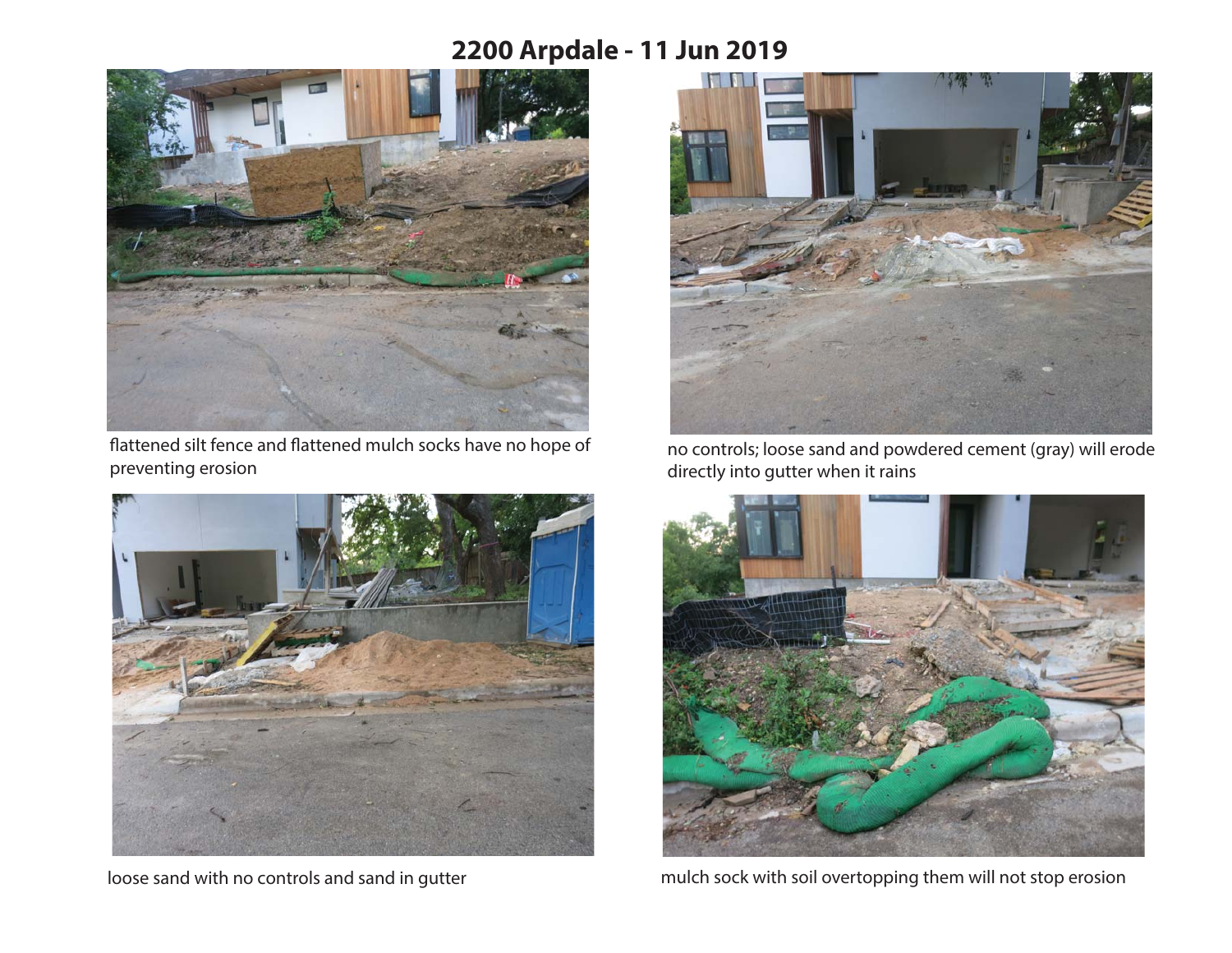# 2200 Arpdale - 11 Jun 2019

flattened silt fence and flattened mulch socks have no hope of preventing erosion

no controls; loose sand and powdered cement (gray) will erode directly into gutter when it rains

loose sand with no controls and sand in gutter

mulch sock with soil overtopping them will not stop erosion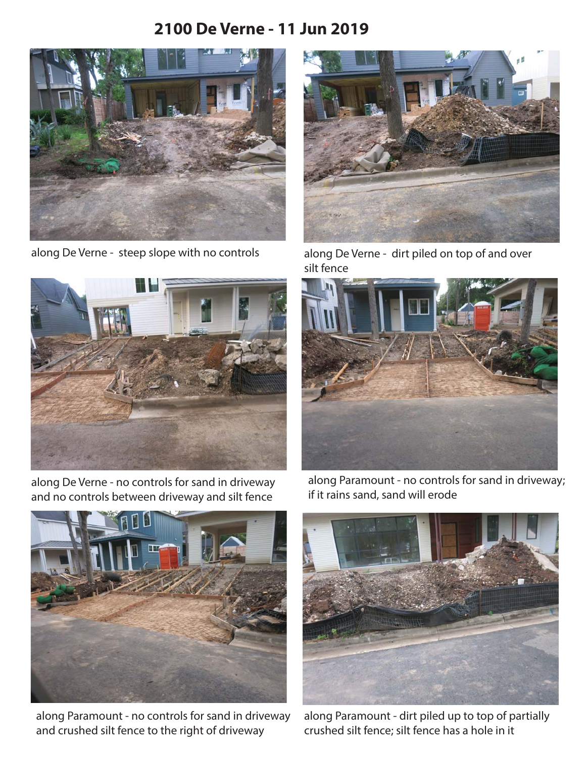# 2100 De Verne - 11 Jun 2019

along De Verne - steep slope with no controls

along De Verne - dirt piled on top of and over silt fence

along De Verne - no controls for sand in driveway and no controls between driveway and silt fence

along Paramount - no controls for sand in driveway; if it rains sand, sand will erode

along Paramount - no controls for sand in driveway and crushed silt fence to the right of driveway

along Paramount - dirt piled up to top of partially crushed silt fence; silt fence has a hole in it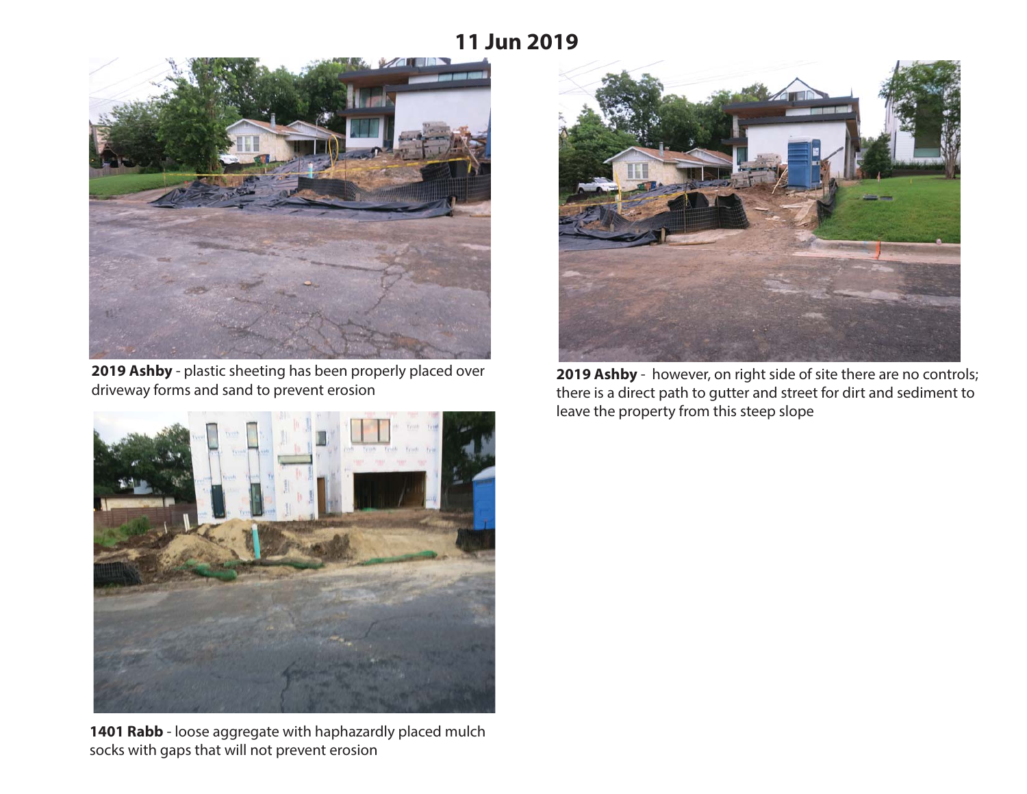# 11 Jun 2019

**2019 Ashby** - plastic sheeting has been properly placed over driveway forms and sand to prevent erosion

**2019 Ashby** - however, on right side of site there are no controls; there is a direct path to gutter and street for dirt and sediment to leave the property from this steep slope

**1401 Rabb** - loose aggregate with haphazardly placed mulch socks with gaps that will not prevent erosion